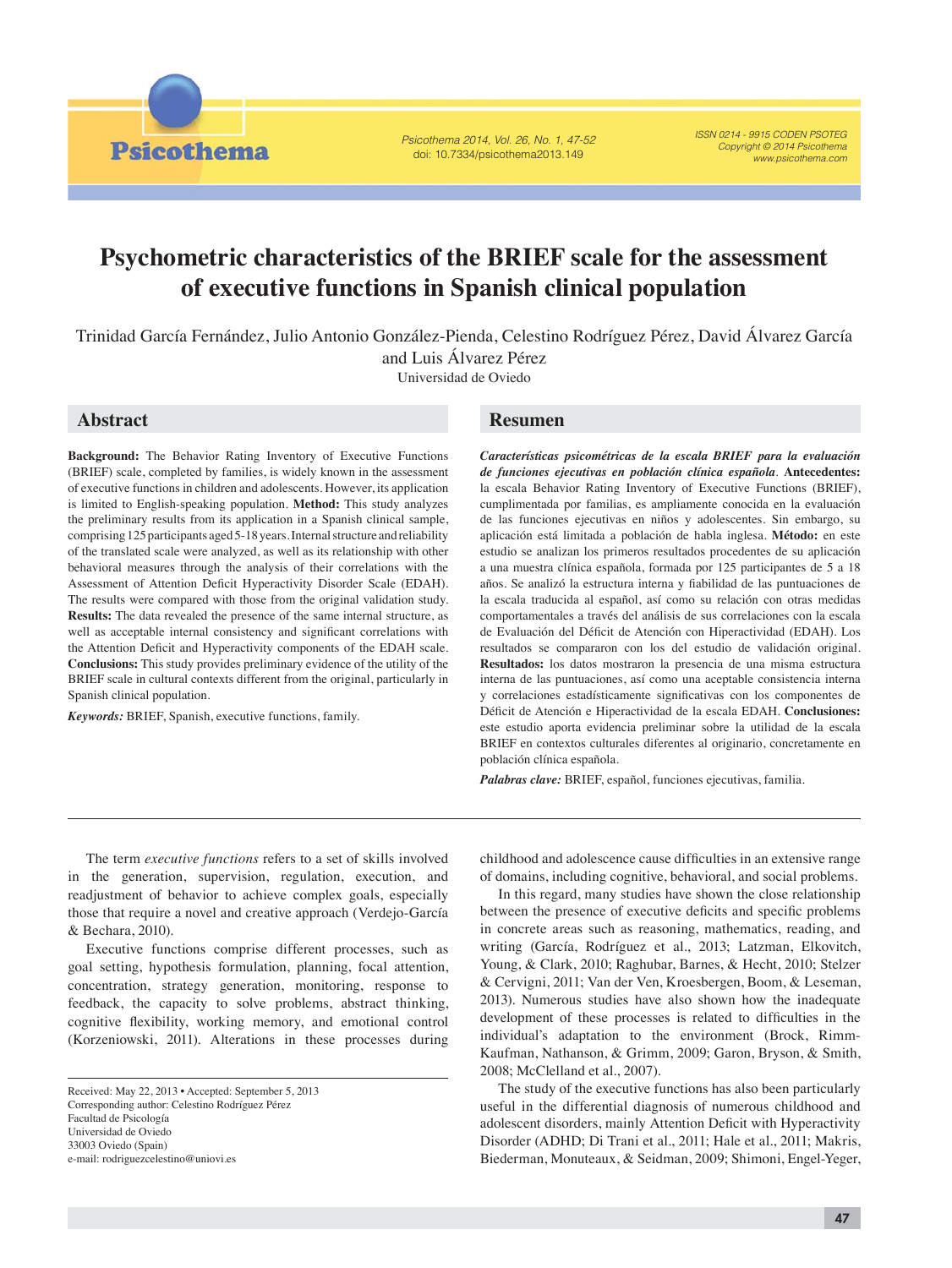# Psychometric characteristics of the BRIEF scale for the assessment of executive functions in Spanish clinical population

Trinidad García Fernández, Julio Antonio González-Pienda, Celestino Rodríguez Pérez, David Álvarez García and Luis Álvarez Pérez

Universidad de Oviedo

## Abstract

**Background:** The Behavior Rating Inventory of Executive Functions (BRIEF) scale, completed by families, is widely known in the assessment of executive functions in children and adolescents. However, its application is limited to English-speaking population. **Method:** This study analyzes the preliminary results from its application in a Spanish clinical sample, comprising 125 participants aged 5-18 years. Internal structure and reliability of the translated scale were analyzed, as well as its relationship with other behavioral measures through the analysis of their correlations with the Assessment of Attention Deficit Hyperactivity Disorder Scale (EDAH). The results were compared with those from the original validation study. **Results:** The data revealed the presence of the same internal structure, as well as acceptable internal consistency and significant correlations with the Attention Deficit and Hyperactivity components of the EDAH scale. **Conclusions:** This study provides preliminary evidence of the utility of the BRIEF scale in cultural contexts different from the original, particularly in Spanish clinical population.

***Keywords:*** BRIEF, Spanish, executive functions, family.

## Resumen

***Características psicométricas de la escala BRIEF para la evaluación de funciones ejecutivas en población clínica española*.** **Antecedentes:** la escala Behavior Rating Inventory of Executive Functions (BRIEF), cumplimentada por familias, es ampliamente conocida en la evaluación de las funciones ejecutivas en niños y adolescentes. Sin embargo, su aplicación está limitada a población de habla inglesa. **Método:** en este estudio se analizan los primeros resultados procedentes de su aplicación a una muestra clínica española, formada por 125 participantes de 5 a 18 años. Se analizó la estructura interna y fiabilidad de las puntuaciones de la escala traducida al español, así como su relación con otras medidas comportamentales a través del análisis de sus correlaciones con la escala de Evaluación del Déficit de Atención con Hiperactividad (EDAH). Los resultados se compararon con los del estudio de validación original. **Resultados:** los datos mostraron la presencia de una misma estructura interna de las puntuaciones, así como una aceptable consistencia interna y correlaciones estadísticamente significativas con los componentes de Déficit de Atención e Hiperactividad de la escala EDAH. **Conclusiones:** este estudio aporta evidencia preliminar sobre la utilidad de la escala BRIEF en contextos culturales diferentes al originario, concretamente en población clínica española.

***Palabras clave:*** BRIEF, español, funciones ejecutivas, familia.

---

The term *executive functions* refers to a set of skills involved in the generation, supervision, regulation, execution, and readjustment of behavior to achieve complex goals, especially those that require a novel and creative approach (Verdejo-García & Bechara, 2010).

Executive functions comprise different processes, such as goal setting, hypothesis formulation, planning, focal attention, concentration, strategy generation, monitoring, response to feedback, the capacity to solve problems, abstract thinking, cognitive flexibility, working memory, and emotional control (Korzeniowski, 2011). Alterations in these processes during childhood and adolescence cause difficulties in an extensive range of domains, including cognitive, behavioral, and social problems.

In this regard, many studies have shown the close relationship between the presence of executive deficits and specific problems in concrete areas such as reasoning, mathematics, reading, and writing (García, Rodríguez et al., 2013; Latzman, Elkovitch, Young, & Clark, 2010; Raghubar, Barnes, & Hecht, 2010; Stelzer & Cervigni, 2011; Van der Ven, Kroesbergen, Boom, & Leseman, 2013). Numerous studies have also shown how the inadequate development of these processes is related to difficulties in the individual's adaptation to the environment (Brock, Rimm-Kaufman, Nathanson, & Grimm, 2009; Garon, Bryson, & Smith, 2008; McClelland et al., 2007).

The study of the executive functions has also been particularly useful in the differential diagnosis of numerous childhood and adolescent disorders, mainly Attention Deficit with Hyperactivity Disorder (ADHD; Di Trani et al., 2011; Hale et al., 2011; Makris, Biederman, Monuteaux, & Seidman, 2009; Shimoni, Engel-Yeger,

---

Received: May 22, 2013 • Accepted: September 5, 2013
Corresponding author: Celestino Rodríguez Pérez
Facultad de Psicología
Universidad de Oviedo
33003 Oviedo (Spain)
e-mail: rodriguezcelestino@uniovi.es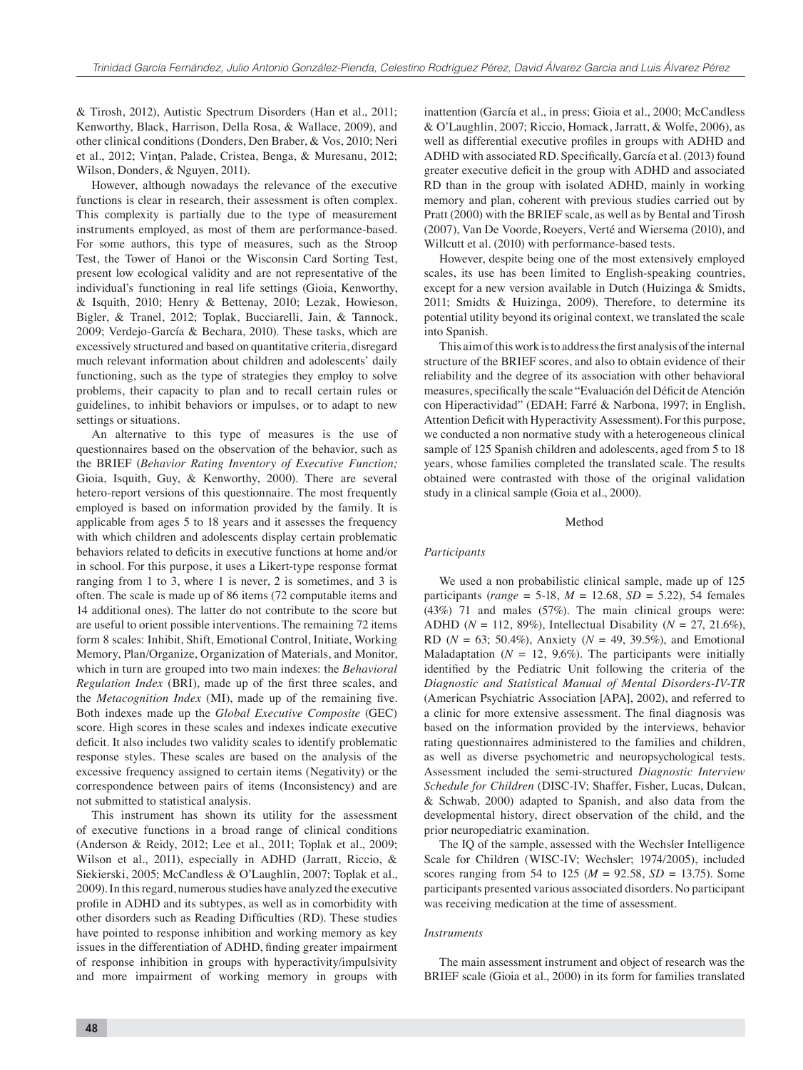& Tirosh, 2012), Autistic Spectrum Disorders (Han et al., 2011; Kenworthy, Black, Harrison, Della Rosa, & Wallace, 2009), and other clinical conditions (Donders, Den Braber, & Vos, 2010; Neri et al., 2012; Vinţan, Palade, Cristea, Benga, & Muresanu, 2012; Wilson, Donders, & Nguyen, 2011).

However, although nowadays the relevance of the executive functions is clear in research, their assessment is often complex. This complexity is partially due to the type of measurement instruments employed, as most of them are performance-based. For some authors, this type of measures, such as the Stroop Test, the Tower of Hanoi or the Wisconsin Card Sorting Test, present low ecological validity and are not representative of the individual's functioning in real life settings (Gioia, Kenworthy, & Isquith, 2010; Henry & Bettenay, 2010; Lezak, Howieson, Bigler, & Tranel, 2012; Toplak, Bucciarelli, Jain, & Tannock, 2009; Verdejo-García & Bechara, 2010). These tasks, which are excessively structured and based on quantitative criteria, disregard much relevant information about children and adolescents' daily functioning, such as the type of strategies they employ to solve problems, their capacity to plan and to recall certain rules or guidelines, to inhibit behaviors or impulses, or to adapt to new settings or situations.

An alternative to this type of measures is the use of questionnaires based on the observation of the behavior, such as the BRIEF (*Behavior Rating Inventory of Executive Function;* Gioia, Isquith, Guy, & Kenworthy, 2000). There are several hetero-report versions of this questionnaire. The most frequently employed is based on information provided by the family. It is applicable from ages 5 to 18 years and it assesses the frequency with which children and adolescents display certain problematic behaviors related to deficits in executive functions at home and/or in school. For this purpose, it uses a Likert-type response format ranging from 1 to 3, where 1 is never, 2 is sometimes, and 3 is often. The scale is made up of 86 items (72 computable items and 14 additional ones). The latter do not contribute to the score but are useful to orient possible interventions. The remaining 72 items form 8 scales: Inhibit, Shift, Emotional Control, Initiate, Working Memory, Plan/Organize, Organization of Materials, and Monitor, which in turn are grouped into two main indexes: the *Behavioral Regulation Index* (BRI), made up of the first three scales, and the *Metacognition Index* (MI), made up of the remaining five. Both indexes made up the *Global Executive Composite* (GEC) score. High scores in these scales and indexes indicate executive deficit. It also includes two validity scales to identify problematic response styles. These scales are based on the analysis of the excessive frequency assigned to certain items (Negativity) or the correspondence between pairs of items (Inconsistency) and are not submitted to statistical analysis.

This instrument has shown its utility for the assessment of executive functions in a broad range of clinical conditions (Anderson & Reidy, 2012; Lee et al., 2011; Toplak et al., 2009; Wilson et al., 2011), especially in ADHD (Jarratt, Riccio, & Siekierski, 2005; McCandless & O'Laughlin, 2007; Toplak et al., 2009). In this regard, numerous studies have analyzed the executive profile in ADHD and its subtypes, as well as in comorbidity with other disorders such as Reading Difficulties (RD). These studies have pointed to response inhibition and working memory as key issues in the differentiation of ADHD, finding greater impairment of response inhibition in groups with hyperactivity/impulsivity and more impairment of working memory in groups with inattention (García et al., in press; Gioia et al., 2000; McCandless & O'Laughlin, 2007; Riccio, Homack, Jarratt, & Wolfe, 2006), as well as differential executive profiles in groups with ADHD and ADHD with associated RD. Specifically, García et al. (2013) found greater executive deficit in the group with ADHD and associated RD than in the group with isolated ADHD, mainly in working memory and plan, coherent with previous studies carried out by Pratt (2000) with the BRIEF scale, as well as by Bental and Tirosh (2007), Van De Voorde, Roeyers, Verté and Wiersema (2010), and Willcutt et al. (2010) with performance-based tests.

However, despite being one of the most extensively employed scales, its use has been limited to English-speaking countries, except for a new version available in Dutch (Huizinga & Smidts, 2011; Smidts & Huizinga, 2009). Therefore, to determine its potential utility beyond its original context, we translated the scale into Spanish.

This aim of this work is to address the first analysis of the internal structure of the BRIEF scores, and also to obtain evidence of their reliability and the degree of its association with other behavioral measures, specifically the scale "Evaluación del Déficit de Atención con Hiperactividad" (EDAH; Farré & Narbona, 1997; in English, Attention Deficit with Hyperactivity Assessment). For this purpose, we conducted a non normative study with a heterogeneous clinical sample of 125 Spanish children and adolescents, aged from 5 to 18 years, whose families completed the translated scale. The results obtained were contrasted with those of the original validation study in a clinical sample (Goia et al., 2000).

## Method

### *Participants*

We used a non probabilistic clinical sample, made up of 125 participants (*range* = 5-18, *M* = 12.68, *SD* = 5.22), 54 females (43%) 71 and males (57%). The main clinical groups were: ADHD (*N* = 112, 89%), Intellectual Disability (*N* = 27, 21.6%), RD (*N* = 63; 50.4%), Anxiety (*N* = 49, 39.5%), and Emotional Maladaptation (*N* = 12, 9.6%). The participants were initially identified by the Pediatric Unit following the criteria of the *Diagnostic and Statistical Manual of Mental Disorders-IV-TR* (American Psychiatric Association [APA], 2002), and referred to a clinic for more extensive assessment. The final diagnosis was based on the information provided by the interviews, behavior rating questionnaires administered to the families and children, as well as diverse psychometric and neuropsychological tests. Assessment included the semi-structured *Diagnostic Interview Schedule for Children* (DISC-IV; Shaffer, Fisher, Lucas, Dulcan, & Schwab, 2000) adapted to Spanish, and also data from the developmental history, direct observation of the child, and the prior neuropediatric examination.

The IQ of the sample, assessed with the Wechsler Intelligence Scale for Children (WISC-IV; Wechsler; 1974/2005), included scores ranging from 54 to 125 (*M* = 92.58, *SD* = 13.75). Some participants presented various associated disorders. No participant was receiving medication at the time of assessment.

### *Instruments*

The main assessment instrument and object of research was the BRIEF scale (Gioia et al., 2000) in its form for families translated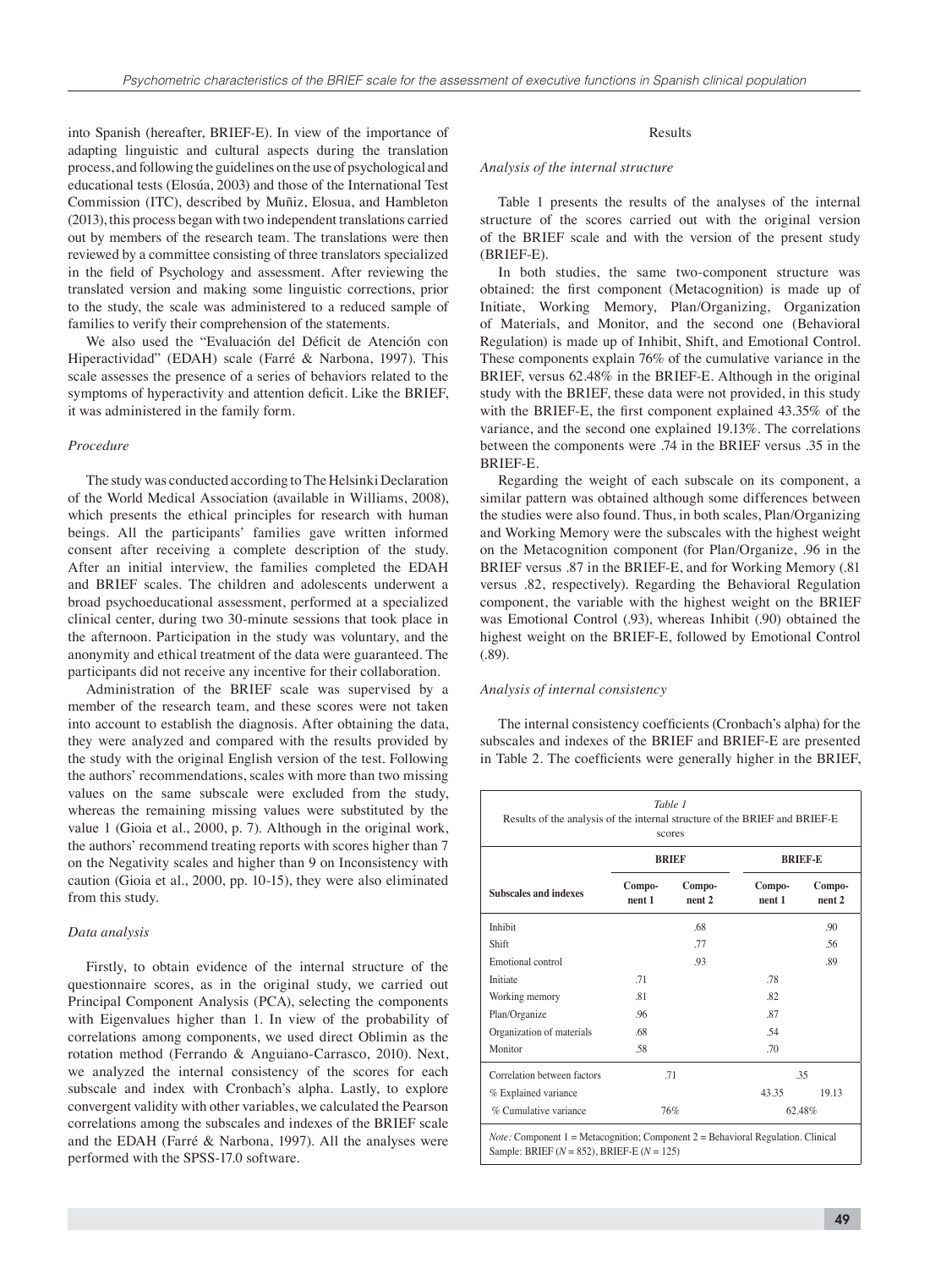into Spanish (hereafter, BRIEF-E). In view of the importance of adapting linguistic and cultural aspects during the translation process, and following the guidelines on the use of psychological and educational tests (Elosúa, 2003) and those of the International Test Commission (ITC), described by Muñiz, Elosua, and Hambleton (2013), this process began with two independent translations carried out by members of the research team. The translations were then reviewed by a committee consisting of three translators specialized in the field of Psychology and assessment. After reviewing the translated version and making some linguistic corrections, prior to the study, the scale was administered to a reduced sample of families to verify their comprehension of the statements.

We also used the "Evaluación del Déficit de Atención con Hiperactividad" (EDAH) scale (Farré & Narbona, 1997). This scale assesses the presence of a series of behaviors related to the symptoms of hyperactivity and attention deficit. Like the BRIEF, it was administered in the family form.

### *Procedure*

The study was conducted according to The Helsinki Declaration of the World Medical Association (available in Williams, 2008), which presents the ethical principles for research with human beings. All the participants' families gave written informed consent after receiving a complete description of the study. After an initial interview, the families completed the EDAH and BRIEF scales. The children and adolescents underwent a broad psychoeducational assessment, performed at a specialized clinical center, during two 30-minute sessions that took place in the afternoon. Participation in the study was voluntary, and the anonymity and ethical treatment of the data were guaranteed. The participants did not receive any incentive for their collaboration.

Administration of the BRIEF scale was supervised by a member of the research team, and these scores were not taken into account to establish the diagnosis. After obtaining the data, they were analyzed and compared with the results provided by the study with the original English version of the test. Following the authors' recommendations, scales with more than two missing values on the same subscale were excluded from the study, whereas the remaining missing values were substituted by the value 1 (Gioia et al., 2000, p. 7). Although in the original work, the authors' recommend treating reports with scores higher than 7 on the Negativity scales and higher than 9 on Inconsistency with caution (Gioia et al., 2000, pp. 10-15), they were also eliminated from this study.

### *Data analysis*

Firstly, to obtain evidence of the internal structure of the questionnaire scores, as in the original study, we carried out Principal Component Analysis (PCA), selecting the components with Eigenvalues higher than 1. In view of the probability of correlations among components, we used direct Oblimin as the rotation method (Ferrando & Anguiano-Carrasco, 2010). Next, we analyzed the internal consistency of the scores for each subscale and index with Cronbach's alpha. Lastly, to explore convergent validity with other variables, we calculated the Pearson correlations among the subscales and indexes of the BRIEF scale and the EDAH (Farré & Narbona, 1997). All the analyses were performed with the SPSS-17.0 software.

## Results

### *Analysis of the internal structure*

Table 1 presents the results of the analyses of the internal structure of the scores carried out with the original version of the BRIEF scale and with the version of the present study (BRIEF-E).

In both studies, the same two-component structure was obtained: the first component (Metacognition) is made up of Initiate, Working Memory, Plan/Organizing, Organization of Materials, and Monitor, and the second one (Behavioral Regulation) is made up of Inhibit, Shift, and Emotional Control. These components explain 76% of the cumulative variance in the BRIEF, versus 62.48% in the BRIEF-E. Although in the original study with the BRIEF, these data were not provided, in this study with the BRIEF-E, the first component explained 43.35% of the variance, and the second one explained 19.13%. The correlations between the components were .74 in the BRIEF versus .35 in the BRIEF-E.

Regarding the weight of each subscale on its component, a similar pattern was obtained although some differences between the studies were also found. Thus, in both scales, Plan/Organizing and Working Memory were the subscales with the highest weight on the Metacognition component (for Plan/Organize, .96 in the BRIEF versus .87 in the BRIEF-E, and for Working Memory (.81 versus .82, respectively). Regarding the Behavioral Regulation component, the variable with the highest weight on the BRIEF was Emotional Control (.93), whereas Inhibit (.90) obtained the highest weight on the BRIEF-E, followed by Emotional Control (.89).

### *Analysis of internal consistency*

The internal consistency coefficients (Cronbach's alpha) for the subscales and indexes of the BRIEF and BRIEF-E are presented in Table 2. The coefficients were generally higher in the BRIEF,

*Table 1*
Results of the analysis of the internal structure of the BRIEF and BRIEF-E scores

| | BRIEF | | BRIEF-E | |
|---|---|---|---|---|
| **Subscales and indexes** | **Component 1** | **Component 2** | **Component 1** | **Component 2** |
| Inhibit | | .68 | | .90 |
| Shift | | .77 | | .56 |
| Emotional control | | .93 | | .89 |
| Initiate | .71 | | .78 | |
| Working memory | .81 | | .82 | |
| Plan/Organize | .96 | | .87 | |
| Organization of materials | .68 | | .54 | |
| Monitor | .58 | | .70 | |
| Correlation between factors | .71 | | .35 | |
| % Explained variance | | | 43.35 | 19.13 |
| % Cumulative variance | 76% | | 62.48% | |

*Note:* Component 1 = Metacognition; Component 2 = Behavioral Regulation. Clinical Sample: BRIEF ($N$ = 852), BRIEF-E ($N$ = 125)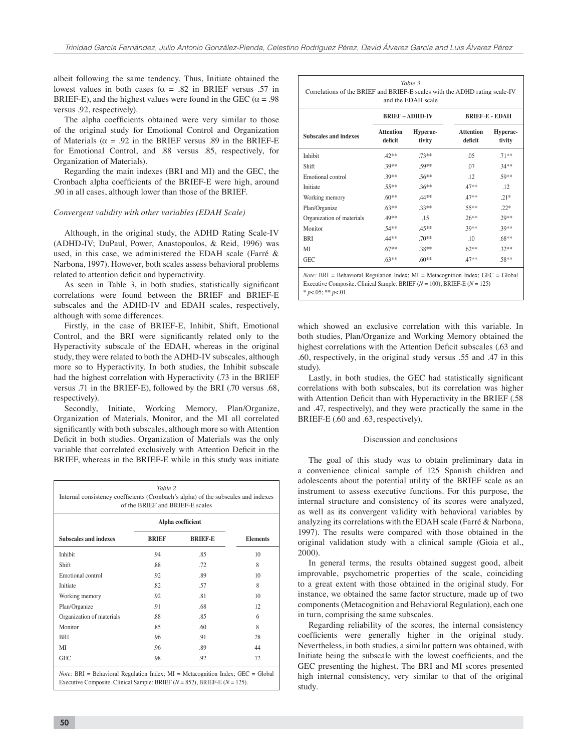albeit following the same tendency. Thus, Initiate obtained the lowest values in both cases (α = .82 in BRIEF versus .57 in BRIEF-E), and the highest values were found in the GEC (α = .98 versus .92, respectively).

The alpha coefficients obtained were very similar to those of the original study for Emotional Control and Organization of Materials (α = .92 in the BRIEF versus .89 in the BRIEF-E for Emotional Control, and .88 versus .85, respectively, for Organization of Materials).

Regarding the main indexes (BRI and MI) and the GEC, the Cronbach alpha coefficients of the BRIEF-E were high, around .90 in all cases, although lower than those of the BRIEF.

*Convergent validity with other variables (EDAH Scale)*

Although, in the original study, the ADHD Rating Scale-IV (ADHD-IV; DuPaul, Power, Anastopoulos, & Reid, 1996) was used, in this case, we administered the EDAH scale (Farré & Narbona, 1997). However, both scales assess behavioral problems related to attention deficit and hyperactivity.

As seen in Table 3, in both studies, statistically significant correlations were found between the BRIEF and BRIEF-E subscales and the ADHD-IV and EDAH scales, respectively, although with some differences.

Firstly, in the case of BRIEF-E, Inhibit, Shift, Emotional Control, and the BRI were significantly related only to the Hyperactivity subscale of the EDAH, whereas in the original study, they were related to both the ADHD-IV subscales, although more so to Hyperactivity. In both studies, the Inhibit subscale had the highest correlation with Hyperactivity (.73 in the BRIEF versus .71 in the BRIEF-E), followed by the BRI (.70 versus .68, respectively).

Secondly, Initiate, Working Memory, Plan/Organize, Organization of Materials, Monitor, and the MI all correlated significantly with both subscales, although more so with Attention Deficit in both studies. Organization of Materials was the only variable that correlated exclusively with Attention Deficit in the BRIEF, whereas in the BRIEF-E while in this study was initiate which showed an exclusive correlation with this variable. In both studies, Plan/Organize and Working Memory obtained the highest correlations with the Attention Deficit subscales (.63 and .60, respectively, in the original study versus .55 and .47 in this study).

Lastly, in both studies, the GEC had statistically significant correlations with both subscales, but its correlation was higher with Attention Deficit than with Hyperactivity in the BRIEF (.58 and .47, respectively), and they were practically the same in the BRIEF-E (.60 and .63, respectively).

*Table 2*
Internal consistency coefficients (Cronbach's alpha) of the subscales and indexes of the BRIEF and BRIEF-E scales

| Subscales and indexes | Alpha coefficient | | Elements |
|---|---|---|---|
| | BRIEF | BRIEF-E | |
| Inhibit | .94 | .85 | 10 |
| Shift | .88 | .72 | 8 |
| Emotional control | .92 | .89 | 10 |
| Initiate | .82 | .57 | 8 |
| Working memory | .92 | .81 | 10 |
| Plan/Organize | .91 | .68 | 12 |
| Organization of materials | .88 | .85 | 6 |
| Monitor | .85 | .60 | 8 |
| BRI | .96 | .91 | 28 |
| MI | .96 | .89 | 44 |
| GEC | .98 | .92 | 72 |

*Note:* BRI = Behavioral Regulation Index; MI = Metacognition Index; GEC = Global Executive Composite. Clinical Sample: BRIEF (*N* = 852), BRIEF-E (*N* = 125).

*Table 3*
Correlations of the BRIEF and BRIEF-E scales with the ADHD rating scale-IV and the EDAH scale

| Subscales and indexes | BRIEF – ADHD-IV | | BRIEF-E - EDAH | |
|---|---|---|---|---|
| | Attention deficit | Hyperactivity | Attention deficit | Hyperactivity |
| Inhibit | .42** | .73** | .05 | .71** |
| Shift | .39** | .59** | .07 | .34** |
| Emotional control | .39** | .56** | .12 | .59** |
| Initiate | .55** | .36** | .47** | .12 |
| Working memory | .60** | .44** | .47** | .21* |
| Plan/Organize | .63** | .33** | .55** | .22* |
| Organization of materials | .49** | .15 | .26** | .29** |
| Monitor | .54** | .45** | .39** | .39** |
| BRI | .44** | .70** | .10 | .68** |
| MI | .67** | .38** | .62** | .32** |
| GEC | .63** | .60** | .47** | .58** |

*Note:* BRI = Behavioral Regulation Index; MI = Metacognition Index; GEC = Global Executive Composite. Clinical Sample. BRIEF (*N* = 100), BRIEF-E (*N* = 125)
* $p<.05$; ** $p<.01$.

## Discussion and conclusions

The goal of this study was to obtain preliminary data in a convenience clinical sample of 125 Spanish children and adolescents about the potential utility of the BRIEF scale as an instrument to assess executive functions. For this purpose, the internal structure and consistency of its scores were analyzed, as well as its convergent validity with behavioral variables by analyzing its correlations with the EDAH scale (Farré & Narbona, 1997). The results were compared with those obtained in the original validation study with a clinical sample (Gioia et al., 2000).

In general terms, the results obtained suggest good, albeit improvable, psychometric properties of the scale, coinciding to a great extent with those obtained in the original study. For instance, we obtained the same factor structure, made up of two components (Metacognition and Behavioral Regulation), each one in turn, comprising the same subscales.

Regarding reliability of the scores, the internal consistency coefficients were generally higher in the original study. Nevertheless, in both studies, a similar pattern was obtained, with Initiate being the subscale with the lowest coefficients, and the GEC presenting the highest. The BRI and MI scores presented high internal consistency, very similar to that of the original study.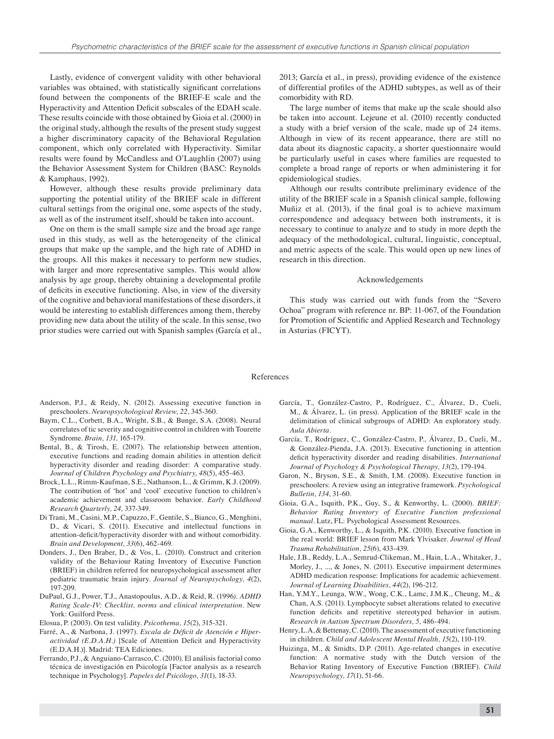Lastly, evidence of convergent validity with other behavioral variables was obtained, with statistically significant correlations found between the components of the BRIEF-E scale and the Hyperactivity and Attention Deficit subscales of the EDAH scale. These results coincide with those obtained by Gioia et al. (2000) in the original study, although the results of the present study suggest a higher discriminatory capacity of the Behavioral Regulation component, which only correlated with Hyperactivity. Similar results were found by McCandless and O'Laughlin (2007) using the Behavior Assessment System for Children (BASC: Reynolds & Kamphaus, 1992).

However, although these results provide preliminary data supporting the potential utility of the BRIEF scale in different cultural settings from the original one, some aspects of the study, as well as of the instrument itself, should be taken into account.

One on them is the small sample size and the broad age range used in this study, as well as the heterogeneity of the clinical groups that make up the sample, and the high rate of ADHD in the groups. All this makes it necessary to perform new studies, with larger and more representative samples. This would allow analysis by age group, thereby obtaining a developmental profile of deficits in executive functioning. Also, in view of the diversity of the cognitive and behavioral manifestations of these disorders, it would be interesting to establish differences among them, thereby providing new data about the utility of the scale. In this sense, two prior studies were carried out with Spanish samples (García et al., 2013; García et al., in press), providing evidence of the existence of differential profiles of the ADHD subtypes, as well as of their comorbidity with RD.

The large number of items that make up the scale should also be taken into account. Lejeune et al. (2010) recently conducted a study with a brief version of the scale, made up of 24 items. Although in view of its recent appearance, there are still no data about its diagnostic capacity, a shorter questionnaire would be particularly useful in cases where families are requested to complete a broad range of reports or when administering it for epidemiological studies.

Although our results contribute preliminary evidence of the utility of the BRIEF scale in a Spanish clinical sample, following Muñiz et al. (2013), if the final goal is to achieve maximum correspondence and adequacy between both instruments, it is necessary to continue to analyze and to study in more depth the adequacy of the methodological, cultural, linguistic, conceptual, and metric aspects of the scale. This would open up new lines of research in this direction.

### Acknowledgements

This study was carried out with funds from the "Severo Ochoa" program with reference nr. BP: 11-067, of the Foundation for Promotion of Scientific and Applied Research and Technology in Asturias (FICYT).

## References

Anderson, P.J., & Reidy, N. (2012). Assessing executive function in preschoolers. *Neuropsychological Review, 22*, 345-360.

Baym, C.L., Corbett, B.A., Wright, S.B., & Bunge, S.A. (2008). Neural correlates of tic severity and cognitive control in children with Tourette Syndrome. *Brain, 131,* 165-179.

Bental, B., & Tirosh, E. (2007). The relationship between attention, executive functions and reading domain abilities in attention deficit hyperactivity disorder and reading disorder: A comparative study. *Journal of Children Psychology and Psychiatry, 48*(5), 455-463.

Brock, L.L., Rimm-Kaufman, S.E., Nathanson, L., & Grimm, K.J. (2009). The contribution of 'hot' and 'cool' executive function to children's academic achievement and classroom behavior. *Early Childhood Research Quarterly, 24,* 337-349.

Di Trani, M., Casini, M.P., Capuzzo, F., Gentile, S., Bianco, G., Menghini, D., & Vicari, S. (2011). Executive and intellectual functions in attention-deficit/hyperactivity disorder with and without comorbidity. *Brain and Development, 33*(6), 462-469.

Donders, J., Den Braber, D., & Vos, L. (2010). Construct and criterion validity of the Behaviour Rating Inventory of Executive Function (BRIEF) in children referred for neuropsychological assessment after pediatric traumatic brain injury. *Journal of Neuropsychology, 4*(2), 197-209.

DuPaul, G.J., Power, T.J., Anastopoulus, A.D., & Reid, R. (1996). *ADHD Rating Scale-IV: Checklist, norms and clinical interpretation*. New York: Guilford Press.

Elosua, P. (2003). On test validity. *Psicothema, 15*(2), 315-321.

Farré, A., & Narbona, J. (1997). *Escala de Déficit de Atención e Hiper-actividad (E.D.A.H.)* [Scale of Attention Deficit and Hyperactivity (E.D.A.H.)]. Madrid: TEA Ediciones.

Ferrando, P.J., & Anguiano-Carrasco, C. (2010). El análisis factorial como técnica de investigación en Psicología [Factor analysis as a research technique in Psychology]. *Papeles del Psicólogo, 31*(1), 18-33.

García, T., González-Castro, P., Rodríguez, C., Álvarez, D., Cueli, M., & Álvarez, L. (in press). Application of the BRIEF scale in the delimitation of clinical subgroups of ADHD: An exploratory study. *Aula Abierta*.

García, T., Rodríguez, C., González-Castro, P., Álvarez, D., Cueli, M., & González-Pienda, J.A. (2013). Executive functioning in attention deficit hyperactivity disorder and reading disabilities. *International Journal of Psychology & Psychological Therapy, 13*(2), 179-194.

Garon, N., Bryson, S.E., & Smith, I.M. (2008). Executive function in preschoolers: A review using an integrative framework. *Psychological Bulletin, 134*, 31-60.

Gioia, G.A., Isquith, P.K., Guy, S., & Kenworthy, L. (2000). *BRIEF: Behavior Rating Inventory of Executive Function professional manual*. Lutz, FL: Psychological Assessment Resources.

Gioia, G.A., Kenworthy, L., & Isquith, P.K. (2010). Executive function in the real world: BRIEF lesson from Mark Ylvisaker. *Journal of Head Trauma Rehabilitation, 25*(6), 433-439.

Hale, J.B., Reddy, L.A., Semrud-Clikeman, M., Hain, L.A., Whitaker, J., Morley, J., ..., & Jones, N. (2011). Executive impairment determines ADHD medication response: Implications for academic achievement. *Journal of Learning Disabilities, 44*(2), 196-212.

Han, Y.M.Y., Leunga, W.W., Wong, C.K., Lamc, J.M.K., Cheung, M., & Chan, A.S. (2011). Lymphocyte subset alterations related to executive function deficits and repetitive stereotyped behavior in autism. *Research in Autism Spectrum Disorders, 5,* 486-494.

Henry, L.A., & Bettenay, C. (2010). The assessment of executive functioning in children. *Child and Adolescent Mental Health, 15*(2), 110-119.

Huizinga, M., & Smidts, D.P. (2011). Age-related changes in executive function: A normative study with the Dutch version of the Behavior Rating Inventory of Executive Function (BRIEF). *Child Neuropsychology, 17*(1), 51-66.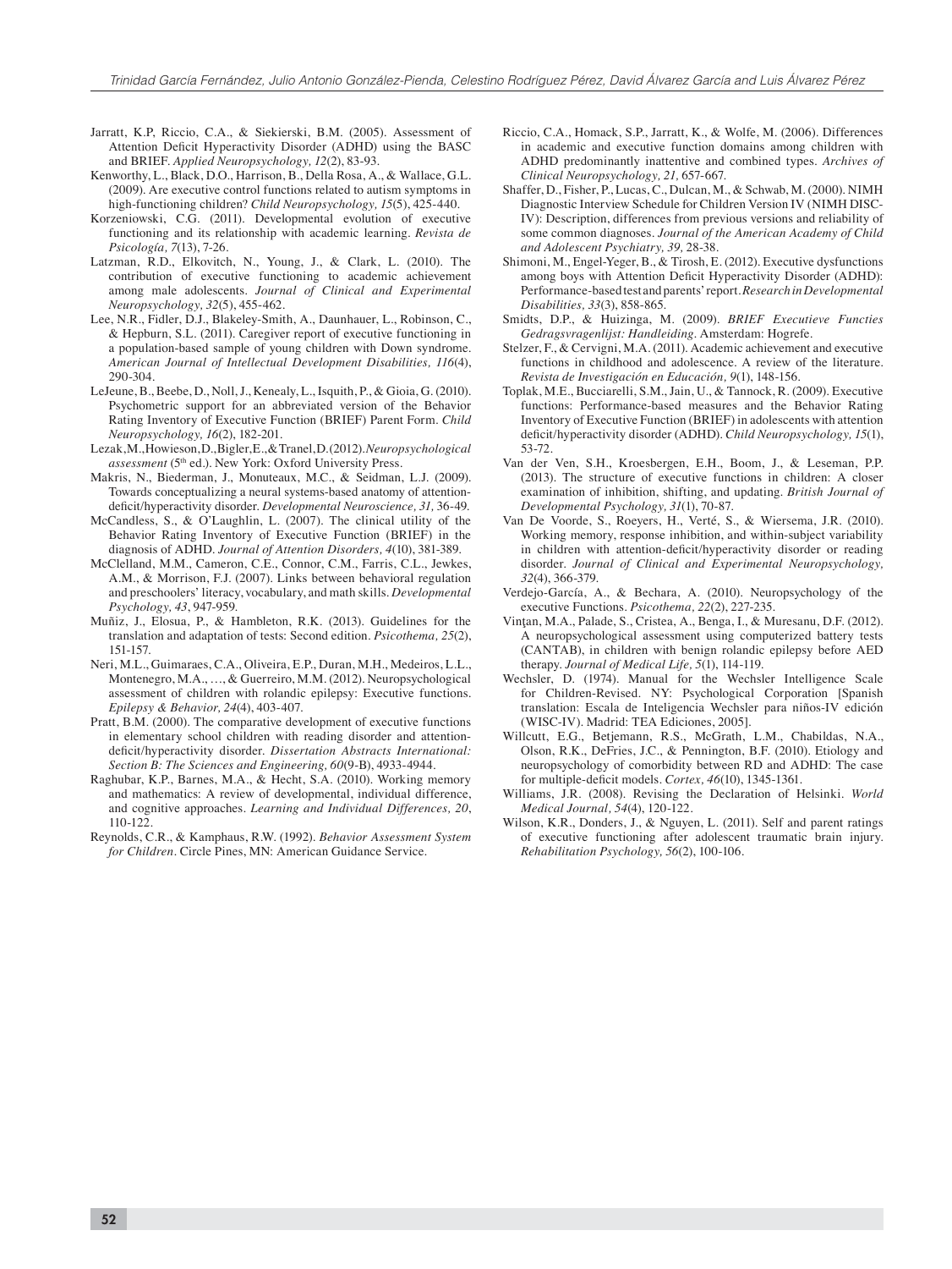Jarratt, K.P, Riccio, C.A., & Siekierski, B.M. (2005). Assessment of Attention Deficit Hyperactivity Disorder (ADHD) using the BASC and BRIEF. *Applied Neuropsychology, 12*(2), 83-93.

Kenworthy, L., Black, D.O., Harrison, B., Della Rosa, A., & Wallace, G.L. (2009). Are executive control functions related to autism symptoms in high-functioning children? *Child Neuropsychology, 15*(5), 425-440.

Korzeniowski, C.G. (2011). Developmental evolution of executive functioning and its relationship with academic learning. *Revista de Psicología, 7*(13), 7-26.

Latzman, R.D., Elkovitch, N., Young, J., & Clark, L. (2010). The contribution of executive functioning to academic achievement among male adolescents. *Journal of Clinical and Experimental Neuropsychology, 32*(5), 455-462.

Lee, N.R., Fidler, D.J., Blakeley-Smith, A., Daunhauer, L., Robinson, C., & Hepburn, S.L. (2011). Caregiver report of executive functioning in a population-based sample of young children with Down syndrome. *American Journal of Intellectual Development Disabilities, 116*(4), 290-304.

LeJeune, B., Beebe, D., Noll, J., Kenealy, L., Isquith, P., & Gioia, G. (2010). Psychometric support for an abbreviated version of the Behavior Rating Inventory of Executive Function (BRIEF) Parent Form. *Child Neuropsychology, 16*(2), 182-201.

Lezak, M., Howieson, D., Bigler, E., & Tranel, D. (2012). *Neuropsychological assessment* (5th ed.). New York: Oxford University Press.

Makris, N., Biederman, J., Monuteaux, M.C., & Seidman, L.J. (2009). Towards conceptualizing a neural systems-based anatomy of attention-deficit/hyperactivity disorder. *Developmental Neuroscience, 31,* 36-49.

McCandless, S., & O'Laughlin, L. (2007). The clinical utility of the Behavior Rating Inventory of Executive Function (BRIEF) in the diagnosis of ADHD. *Journal of Attention Disorders, 4*(10), 381-389.

McClelland, M.M., Cameron, C.E., Connor, C.M., Farris, C.L., Jewkes, A.M., & Morrison, F.J. (2007). Links between behavioral regulation and preschoolers' literacy, vocabulary, and math skills. *Developmental Psychology, 43*, 947-959.

Muñiz, J., Elosua, P., & Hambleton, R.K. (2013). Guidelines for the translation and adaptation of tests: Second edition. *Psicothema, 25*(2), 151-157.

Neri, M.L., Guimaraes, C.A., Oliveira, E.P., Duran, M.H., Medeiros, L.L., Montenegro, M.A., …, & Guerreiro, M.M. (2012). Neuropsychological assessment of children with rolandic epilepsy: Executive functions. *Epilepsy & Behavior, 24*(4), 403-407.

Pratt, B.M. (2000). The comparative development of executive functions in elementary school children with reading disorder and attention-deficit/hyperactivity disorder. *Dissertation Abstracts International: Section B: The Sciences and Engineering, 60*(9-B), 4933-4944.

Raghubar, K.P., Barnes, M.A., & Hecht, S.A. (2010). Working memory and mathematics: A review of developmental, individual difference, and cognitive approaches. *Learning and Individual Differences, 20*, 110-122.

Reynolds, C.R., & Kamphaus, R.W. (1992). *Behavior Assessment System for Children*. Circle Pines, MN: American Guidance Service.

Riccio, C.A., Homack, S.P., Jarratt, K., & Wolfe, M. (2006). Differences in academic and executive function domains among children with ADHD predominantly inattentive and combined types. *Archives of Clinical Neuropsychology, 21,* 657-667.

Shaffer, D., Fisher, P., Lucas, C., Dulcan, M., & Schwab, M. (2000). NIMH Diagnostic Interview Schedule for Children Version IV (NIMH DISC-IV): Description, differences from previous versions and reliability of some common diagnoses. *Journal of the American Academy of Child and Adolescent Psychiatry, 39,* 28-38.

Shimoni, M., Engel-Yeger, B., & Tirosh, E. (2012). Executive dysfunctions among boys with Attention Deficit Hyperactivity Disorder (ADHD): Performance-based test and parents' report. *Research in Developmental Disabilities, 33*(3), 858-865.

Smidts, D.P., & Huizinga, M. (2009). *BRIEF Executieve Functies Gedragsvragenlijst: Handleiding*. Amsterdam: Hogrefe.

Stelzer, F., & Cervigni, M.A. (2011). Academic achievement and executive functions in childhood and adolescence. A review of the literature. *Revista de Investigación en Educación, 9*(1), 148-156.

Toplak, M.E., Bucciarelli, S.M., Jain, U., & Tannock, R. (2009). Executive functions: Performance-based measures and the Behavior Rating Inventory of Executive Function (BRIEF) in adolescents with attention deficit/hyperactivity disorder (ADHD). *Child Neuropsychology, 15*(1), 53-72.

Van der Ven, S.H., Kroesbergen, E.H., Boom, J., & Leseman, P.P. (2013). The structure of executive functions in children: A closer examination of inhibition, shifting, and updating. *British Journal of Developmental Psychology, 31*(1), 70-87.

Van De Voorde, S., Roeyers, H., Verté, S., & Wiersema, J.R. (2010). Working memory, response inhibition, and within-subject variability in children with attention-deficit/hyperactivity disorder or reading disorder. *Journal of Clinical and Experimental Neuropsychology, 32*(4), 366-379.

Verdejo-García, A., & Bechara, A. (2010). Neuropsychology of the executive Functions. *Psicothema, 22*(2), 227-235.

Vinţan, M.A., Palade, S., Cristea, A., Benga, I., & Muresanu, D.F. (2012). A neuropsychological assessment using computerized battery tests (CANTAB), in children with benign rolandic epilepsy before AED therapy. *Journal of Medical Life, 5*(1), 114-119.

Wechsler, D. (1974). Manual for the Wechsler Intelligence Scale for Children-Revised. NY: Psychological Corporation [Spanish translation: Escala de Inteligencia Wechsler para niños-IV edición (WISC-IV). Madrid: TEA Ediciones, 2005].

Willcutt, E.G., Betjemann, R.S., McGrath, L.M., Chabildas, N.A., Olson, R.K., DeFries, J.C., & Pennington, B.F. (2010). Etiology and neuropsychology of comorbidity between RD and ADHD: The case for multiple-deficit models. *Cortex, 46*(10), 1345-1361.

Williams, J.R. (2008). Revising the Declaration of Helsinki. *World Medical Journal, 54*(4), 120-122.

Wilson, K.R., Donders, J., & Nguyen, L. (2011). Self and parent ratings of executive functioning after adolescent traumatic brain injury. *Rehabilitation Psychology, 56*(2), 100-106.